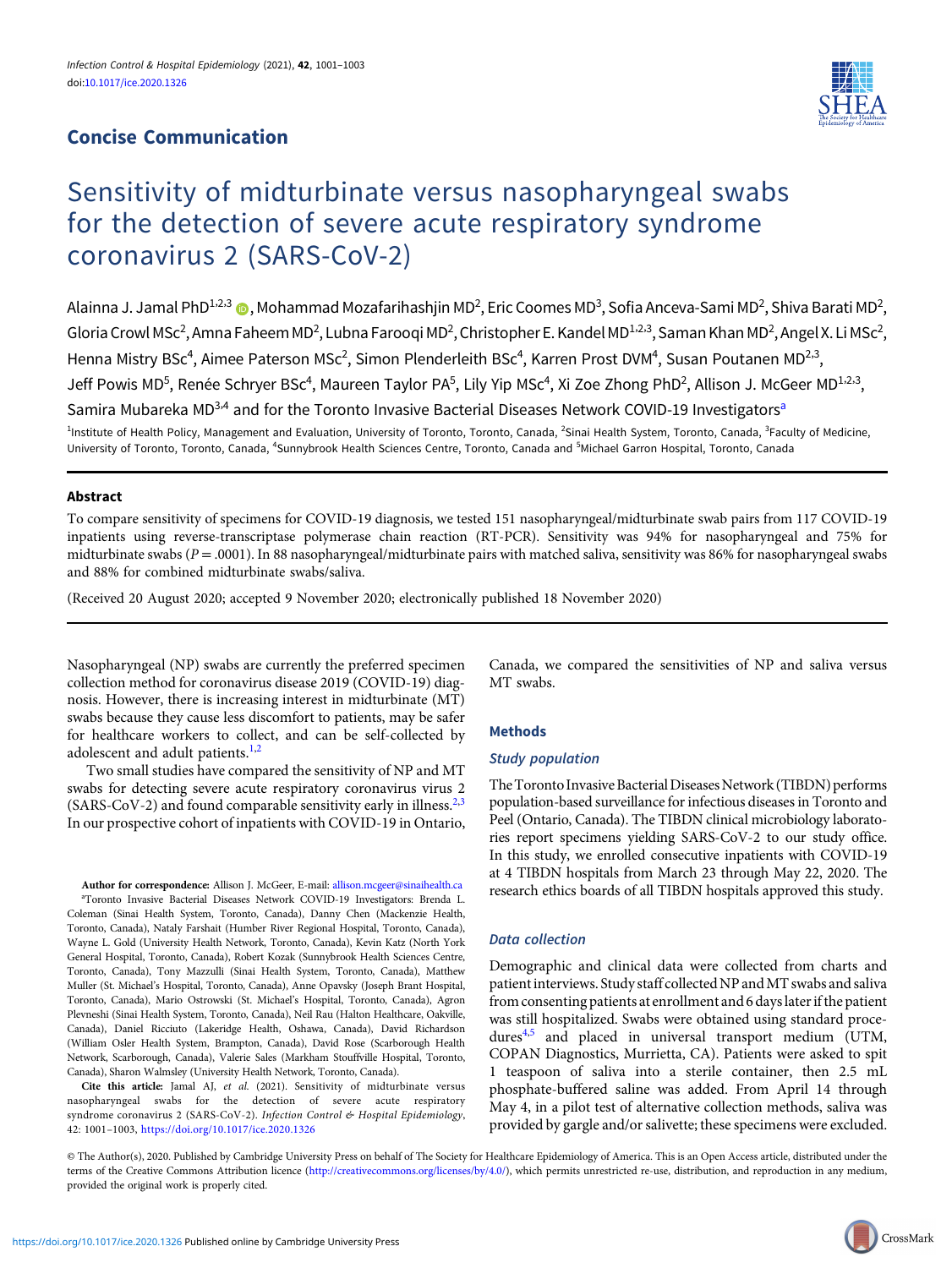## Concise Communication

# Sensitivity of midturbinate versus nasopharyngeal swabs for the detection of severe acute respiratory syndrome coronavirus 2 (SARS-CoV-2)

Alainna J. Jamal PhD[1,2,3], Mohammad Mozafarihashjin MD[2], Eric Coomes MD[3], Sofia Anceva-Sami MD[2], Shiva Barati MD[2], Gloria Crowl MSc[2], Amna Faheem MD[2], Lubna Farooqi MD[2], Christopher E. Kandel MD[1,2,3], Saman Khan MD[2], Angel X. Li MSc[2], Henna Mistry BSc[4], Aimee Paterson MSc[2], Simon Plenderleith BSc[4], Karren Prost DVM[4], Susan Poutanen MD[2,3], Jeff Powis MD[5], Renée Schryer BSc[4], Maureen Taylor PA[5], Lily Yip MSc[4], Xi Zoe Zhong PhD[2], Allison J. McGeer MD[1,2,3], Samira Mubareka MD[3,4] and for the Toronto Invasive Bacterial Diseases Network COVID-19 Investigators[a]

[1]Institute of Health Policy, Management and Evaluation, University of Toronto, Toronto, Canada, [2]Sinai Health System, Toronto, Canada, [3]Faculty of Medicine, University of Toronto, Toronto, Canada, [4]Sunnybrook Health Sciences Centre, Toronto, Canada and [5]Michael Garron Hospital, Toronto, Canada

### Abstract

To compare sensitivity of specimens for COVID-19 diagnosis, we tested 151 nasopharyngeal/midturbinate swab pairs from 117 COVID-19 inpatients using reverse-transcriptase polymerase chain reaction (RT-PCR). Sensitivity was 94% for nasopharyngeal and 75% for midturbinate swabs ($P = .0001$). In 88 nasopharyngeal/midturbinate pairs with matched saliva, sensitivity was 86% for nasopharyngeal swabs and 88% for combined midturbinate swabs/saliva.

(Received 20 August 2020; accepted 9 November 2020; electronically published 18 November 2020)

Nasopharyngeal (NP) swabs are currently the preferred specimen collection method for coronavirus disease 2019 (COVID-19) diagnosis. However, there is increasing interest in midturbinate (MT) swabs because they cause less discomfort to patients, may be safer for healthcare workers to collect, and can be self-collected by adolescent and adult patients.[1,2]

Two small studies have compared the sensitivity of NP and MT swabs for detecting severe acute respiratory coronavirus virus 2 (SARS-CoV-2) and found comparable sensitivity early in illness.[2,3] In our prospective cohort of inpatients with COVID-19 in Ontario, Canada, we compared the sensitivities of NP and saliva versus MT swabs.

## Methods

### Study population

The Toronto Invasive Bacterial Diseases Network (TIBDN) performs population-based surveillance for infectious diseases in Toronto and Peel (Ontario, Canada). The TIBDN clinical microbiology laboratories report specimens yielding SARS-CoV-2 to our study office. In this study, we enrolled consecutive inpatients with COVID-19 at 4 TIBDN hospitals from March 23 through May 22, 2020. The research ethics boards of all TIBDN hospitals approved this study.

### Data collection

Demographic and clinical data were collected from charts and patient interviews. Study staff collected NP and MT swabs and saliva from consenting patients at enrollment and 6 days later if the patient was still hospitalized. Swabs were obtained using standard procedures[4,5] and placed in universal transport medium (UTM, COPAN Diagnostics, Murrietta, CA). Patients were asked to spit 1 teaspoon of saliva into a sterile container, then 2.5 mL phosphate-buffered saline was added. From April 14 through May 4, in a pilot test of alternative collection methods, saliva was provided by gargle and/or salivette; these specimens were excluded.

**Author for correspondence:** Allison J. McGeer, E-mail: allison.mcgeer@sinaihealth.ca

[a]Toronto Invasive Bacterial Diseases Network COVID-19 Investigators: Brenda L. Coleman (Sinai Health System, Toronto, Canada), Danny Chen (Mackenzie Health, Toronto, Canada), Nataly Farshait (Humber River Regional Hospital, Toronto, Canada), Wayne L. Gold (University Health Network, Toronto, Canada), Kevin Katz (North York General Hospital, Toronto, Canada), Robert Kozak (Sunnybrook Health Sciences Centre, Toronto, Canada), Tony Mazzulli (Sinai Health System, Toronto, Canada), Matthew Muller (St. Michael's Hospital, Toronto, Canada), Anne Opavsky (Joseph Brant Hospital, Toronto, Canada), Mario Ostrowski (St. Michael's Hospital, Toronto, Canada), Agron Plevneshi (Sinai Health System, Toronto, Canada), Neil Rau (Halton Healthcare, Oakville, Canada), Daniel Ricciuto (Lakeridge Health, Oshawa, Canada), David Richardson (William Osler Health System, Brampton, Canada), David Rose (Scarborough Health Network, Scarborough, Canada), Valerie Sales (Markham Stouffville Hospital, Toronto, Canada), Sharon Walmsley (University Health Network, Toronto, Canada).

**Cite this article:** Jamal AJ, *et al.* (2021). Sensitivity of midturbinate versus nasopharyngeal swabs for the detection of severe acute respiratory syndrome coronavirus 2 (SARS-CoV-2). *Infection Control & Hospital Epidemiology*, 42: 1001–1003, https://doi.org/10.1017/ice.2020.1326

© The Author(s), 2020. Published by Cambridge University Press on behalf of The Society for Healthcare Epidemiology of America. This is an Open Access article, distributed under the terms of the Creative Commons Attribution licence (http://creativecommons.org/licenses/by/4.0/), which permits unrestricted re-use, distribution, and reproduction in any medium, provided the original work is properly cited.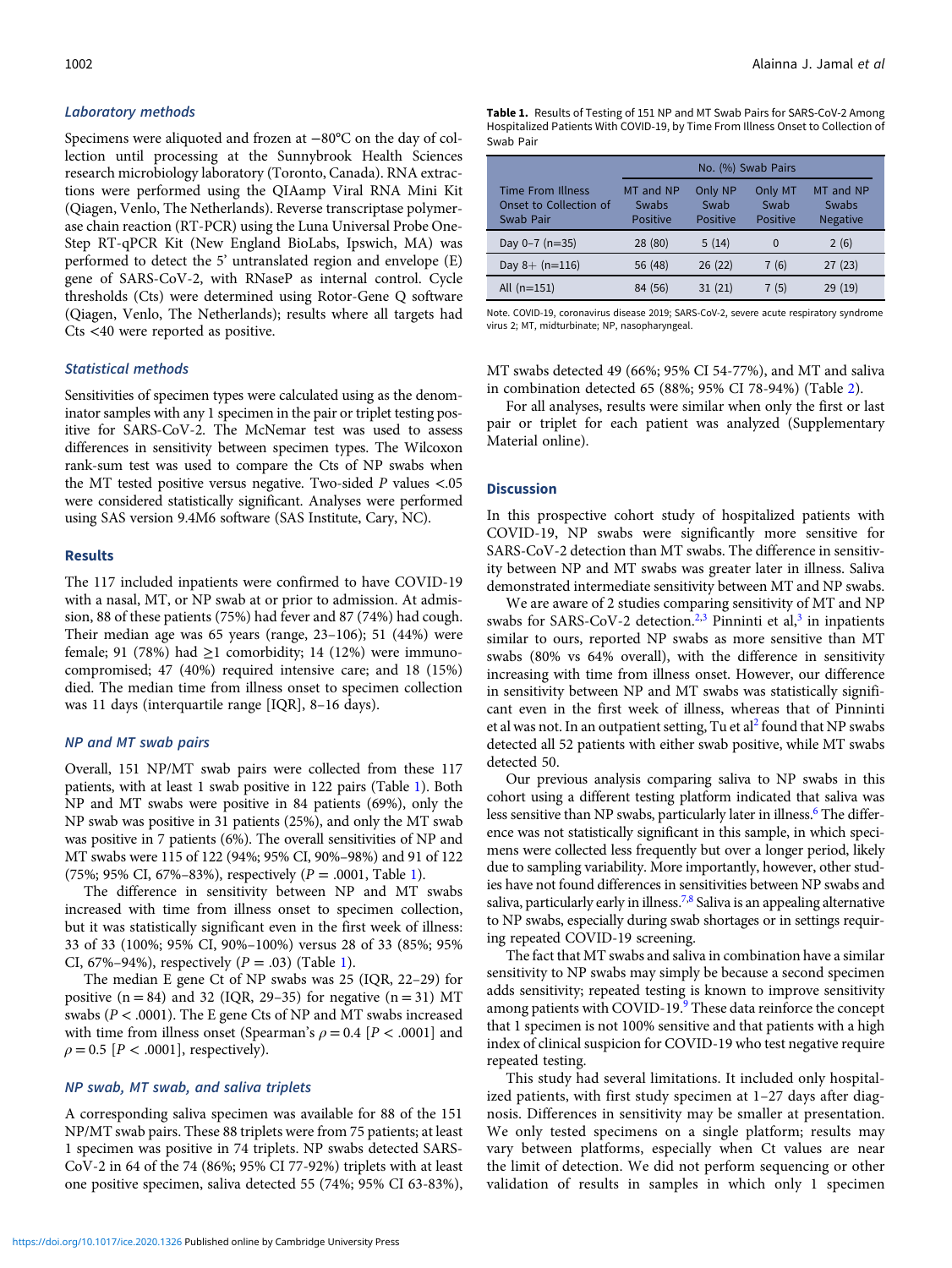### Laboratory methods

Specimens were aliquoted and frozen at −80°C on the day of collection until processing at the Sunnybrook Health Sciences research microbiology laboratory (Toronto, Canada). RNA extractions were performed using the QIAamp Viral RNA Mini Kit (Qiagen, Venlo, The Netherlands). Reverse transcriptase polymerase chain reaction (RT-PCR) using the Luna Universal Probe One-Step RT-qPCR Kit (New England BioLabs, Ipswich, MA) was performed to detect the 5' untranslated region and envelope (E) gene of SARS-CoV-2, with RNaseP as internal control. Cycle thresholds (Cts) were determined using Rotor-Gene Q software (Qiagen, Venlo, The Netherlands); results where all targets had Cts <40 were reported as positive.

### Statistical methods

Sensitivities of specimen types were calculated using as the denominator samples with any 1 specimen in the pair or triplet testing positive for SARS-CoV-2. The McNemar test was used to assess differences in sensitivity between specimen types. The Wilcoxon rank-sum test was used to compare the Cts of NP swabs when the MT tested positive versus negative. Two-sided $P$ values <.05 were considered statistically significant. Analyses were performed using SAS version 9.4M6 software (SAS Institute, Cary, NC).

## Results

The 117 included inpatients were confirmed to have COVID-19 with a nasal, MT, or NP swab at or prior to admission. At admission, 88 of these patients (75%) had fever and 87 (74%) had cough. Their median age was 65 years (range, 23–106); 51 (44%) were female; 91 (78%) had ≥1 comorbidity; 14 (12%) were immunocompromised; 47 (40%) required intensive care; and 18 (15%) died. The median time from illness onset to specimen collection was 11 days (interquartile range [IQR], 8–16 days).

### NP and MT swab pairs

Overall, 151 NP/MT swab pairs were collected from these 117 patients, with at least 1 swab positive in 122 pairs (Table 1). Both NP and MT swabs were positive in 84 patients (69%), only the NP swab was positive in 31 patients (25%), and only the MT swab was positive in 7 patients (6%). The overall sensitivities of NP and MT swabs were 115 of 122 (94%; 95% CI, 90%–98%) and 91 of 122 (75%; 95% CI, 67%–83%), respectively ($P$ = .0001, Table 1).

The difference in sensitivity between NP and MT swabs increased with time from illness onset to specimen collection, but it was statistically significant even in the first week of illness: 33 of 33 (100%; 95% CI, 90%–100%) versus 28 of 33 (85%; 95% CI, 67%–94%), respectively ($P$ = .03) (Table 1).

The median E gene Ct of NP swabs was 25 (IQR, 22–29) for positive (n = 84) and 32 (IQR, 29–35) for negative (n = 31) MT swabs ($P$ < .0001). The E gene Cts of NP and MT swabs increased with time from illness onset (Spearman's $\rho = 0.4$ [$P$ < .0001] and $\rho = 0.5$ [$P$ < .0001], respectively).

### NP swab, MT swab, and saliva triplets

A corresponding saliva specimen was available for 88 of the 151 NP/MT swab pairs. These 88 triplets were from 75 patients; at least 1 specimen was positive in 74 triplets. NP swabs detected SARS-CoV-2 in 64 of the 74 (86%; 95% CI 77-92%) triplets with at least one positive specimen, saliva detected 55 (74%; 95% CI 63-83%), MT swabs detected 49 (66%; 95% CI 54-77%), and MT and saliva in combination detected 65 (88%; 95% CI 78-94%) (Table 2).

For all analyses, results were similar when only the first or last pair or triplet for each patient was analyzed (Supplementary Material online).

**Table 1.** Results of Testing of 151 NP and MT Swab Pairs for SARS-CoV-2 Among Hospitalized Patients With COVID-19, by Time From Illness Onset to Collection of Swab Pair

| Time From Illness Onset to Collection of Swab Pair | No. (%) Swab Pairs | | | |
|---|---|---|---|---|
| | MT and NP Swabs Positive | Only NP Swab Positive | Only MT Swab Positive | MT and NP Swabs Negative |
| Day 0–7 (n=35) | 28 (80) | 5 (14) | 0 | 2 (6) |
| Day 8+ (n=116) | 56 (48) | 26 (22) | 7 (6) | 27 (23) |
| All (n=151) | 84 (56) | 31 (21) | 7 (5) | 29 (19) |

Note. COVID-19, coronavirus disease 2019; SARS-CoV-2, severe acute respiratory syndrome virus 2; MT, midturbinate; NP, nasopharyngeal.

## Discussion

In this prospective cohort study of hospitalized patients with COVID-19, NP swabs were significantly more sensitive for SARS-CoV-2 detection than MT swabs. The difference in sensitivity between NP and MT swabs was greater later in illness. Saliva demonstrated intermediate sensitivity between MT and NP swabs.

We are aware of 2 studies comparing sensitivity of MT and NP swabs for SARS-CoV-2 detection.[2,3] Pinninti et al,[3] in inpatients similar to ours, reported NP swabs as more sensitive than MT swabs (80% vs 64% overall), with the difference in sensitivity increasing with time from illness onset. However, our difference in sensitivity between NP and MT swabs was statistically significant even in the first week of illness, whereas that of Pinninti et al was not. In an outpatient setting, Tu et al[2] found that NP swabs detected all 52 patients with either swab positive, while MT swabs detected 50.

Our previous analysis comparing saliva to NP swabs in this cohort using a different testing platform indicated that saliva was less sensitive than NP swabs, particularly later in illness.[6] The difference was not statistically significant in this sample, in which specimens were collected less frequently but over a longer period, likely due to sampling variability. More importantly, however, other studies have not found differences in sensitivities between NP swabs and saliva, particularly early in illness.[7,8] Saliva is an appealing alternative to NP swabs, especially during swab shortages or in settings requiring repeated COVID-19 screening.

The fact that MT swabs and saliva in combination have a similar sensitivity to NP swabs may simply be because a second specimen adds sensitivity; repeated testing is known to improve sensitivity among patients with COVID-19.[9] These data reinforce the concept that 1 specimen is not 100% sensitive and that patients with a high index of clinical suspicion for COVID-19 who test negative require repeated testing.

This study had several limitations. It included only hospitalized patients, with first study specimen at 1–27 days after diagnosis. Differences in sensitivity may be smaller at presentation. We only tested specimens on a single platform; results may vary between platforms, especially when Ct values are near the limit of detection. We did not perform sequencing or other validation of results in samples in which only 1 specimen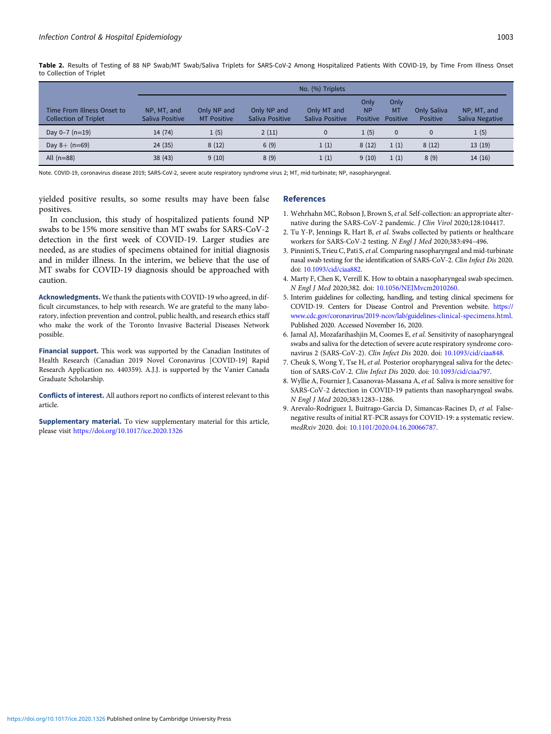**Table 2.** Results of Testing of 88 NP Swab/MT Swab/Saliva Triplets for SARS-CoV-2 Among Hospitalized Patients With COVID-19, by Time From Illness Onset to Collection of Triplet

| | No. (%) Triplets | | | | | | | |
|---|---|---|---|---|---|---|---|---|
| Time From Illness Onset to Collection of Triplet | NP, MT, and Saliva Positive | Only NP and MT Positive | Only NP and Saliva Positive | Only MT and Saliva Positive | Only NP Positive | Only MT Positive | Only Saliva Positive | NP, MT, and Saliva Negative |
| Day 0–7 (n=19) | 14 (74) | 1 (5) | 2 (11) | 0 | 1 (5) | 0 | 0 | 1 (5) |
| Day 8+ (n=69) | 24 (35) | 8 (12) | 6 (9) | 1 (1) | 8 (12) | 1 (1) | 8 (12) | 13 (19) |
| All (n=88) | 38 (43) | 9 (10) | 8 (9) | 1 (1) | 9 (10) | 1 (1) | 8 (9) | 14 (16) |

Note. COVID-19, coronavirus disease 2019; SARS-CoV-2, severe acute respiratory syndrome virus 2; MT, mid-turbinate; NP, nasopharyngeal.

yielded positive results, so some results may have been false positives.

In conclusion, this study of hospitalized patients found NP swabs to be 15% more sensitive than MT swabs for SARS-CoV-2 detection in the first week of COVID-19. Larger studies are needed, as are studies of specimens obtained for initial diagnosis and in milder illness. In the interim, we believe that the use of MT swabs for COVID-19 diagnosis should be approached with caution.

**Acknowledgments.** We thank the patients with COVID-19 who agreed, in difficult circumstances, to help with research. We are grateful to the many laboratory, infection prevention and control, public health, and research ethics staff who make the work of the Toronto Invasive Bacterial Diseases Network possible.

**Financial support.** This work was supported by the Canadian Institutes of Health Research (Canadian 2019 Novel Coronavirus [COVID-19] Rapid Research Application no. 440359). A.J.J. is supported by the Vanier Canada Graduate Scholarship.

**Conflicts of interest.** All authors report no conflicts of interest relevant to this article.

**Supplementary material.** To view supplementary material for this article, please visit https://doi.org/10.1017/ice.2020.1326

## References

1. Wehrhahn MC, Robson J, Brown S, *et al.* Self-collection: an appropriate alternative during the SARS-CoV-2 pandemic. *J Clin Virol* 2020;128:104417.
2. Tu Y-P, Jennings R, Hart B, *et al.* Swabs collected by patients or healthcare workers for SARS-CoV-2 testing. *N Engl J Med* 2020;383:494–496.
3. Pinninti S, Trieu C, Pati S, *et al.* Comparing nasopharyngeal and mid-turbinate nasal swab testing for the identification of SARS-CoV-2. *Clin Infect Dis* 2020. doi: 10.1093/cid/ciaa882.
4. Marty F, Chen K, Verrill K. How to obtain a nasopharyngeal swab specimen. *N Engl J Med* 2020;382. doi: 10.1056/NEJMvcm2010260.
5. Interim guidelines for collecting, handling, and testing clinical specimens for COVID-19. Centers for Disease Control and Prevention website. https://www.cdc.gov/coronavirus/2019-ncov/lab/guidelines-clinical-specimens.html. Published 2020. Accessed November 16, 2020.
6. Jamal AJ, Mozafarihashjin M, Coomes E, *et al.* Sensitivity of nasopharyngeal swabs and saliva for the detection of severe acute respiratory syndrome coronavirus 2 (SARS-CoV-2). *Clin Infect Dis* 2020. doi: 10.1093/cid/ciaa848.
7. Cheuk S, Wong Y, Tse H, *et al.* Posterior oropharyngeal saliva for the detection of SARS-CoV-2. *Clin Infect Dis* 2020. doi: 10.1093/cid/ciaa797.
8. Wyllie A, Fournier J, Casanovas-Massana A, *et al.* Saliva is more sensitive for SARS-CoV-2 detection in COVID-19 patients than nasopharyngeal swabs. *N Engl J Med* 2020;383:1283–1286.
9. Arevalo-Rodriguez I, Buitrago-Garcia D, Simancas-Racines D, *et al.* False-negative results of initial RT-PCR assays for COVID-19: a systematic review. *medRxiv* 2020. doi: 10.1101/2020.04.16.20066787.